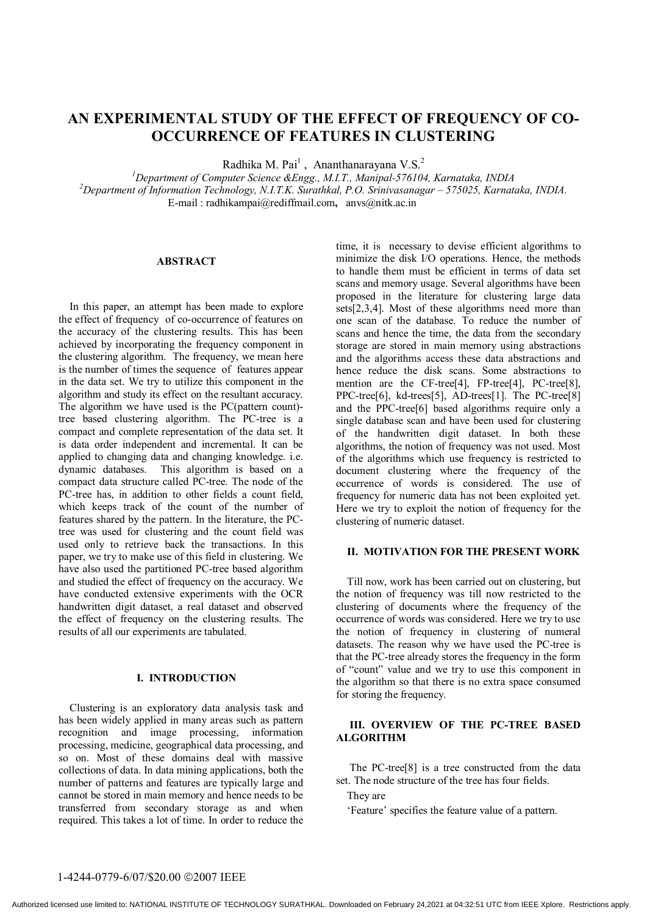# AN EXPERIMENTAL STUDY OF THE EFFECT OF FREQUENCY OF CO-OCCURRENCE OF FEATURES IN CLUSTERING

Radhika M. Pai[1] , Ananthanarayana V.S.[2]

[1]*Department of Computer Science &Engg., M.I.T., Manipal-576104, Karnataka, INDIA*
[2]*Department of Information Technology, N.I.T.K. Surathkal, P.O. Srinivasanagar – 575025, Karnataka, INDIA.*
E-mail : radhikampai@rediffmail.com**,** anvs@nitk.ac.in

### ABSTRACT

In this paper, an attempt has been made to explore the effect of frequency of co-occurrence of features on the accuracy of the clustering results. This has been achieved by incorporating the frequency component in the clustering algorithm. The frequency, we mean here is the number of times the sequence of features appear in the data set. We try to utilize this component in the algorithm and study its effect on the resultant accuracy. The algorithm we have used is the PC(pattern count)-tree based clustering algorithm. The PC-tree is a compact and complete representation of the data set. It is data order independent and incremental. It can be applied to changing data and changing knowledge. i.e. dynamic databases. This algorithm is based on a compact data structure called PC-tree. The node of the PC-tree has, in addition to other fields a count field, which keeps track of the count of the number of features shared by the pattern. In the literature, the PC-tree was used for clustering and the count field was used only to retrieve back the transactions. In this paper, we try to make use of this field in clustering. We have also used the partitioned PC-tree based algorithm and studied the effect of frequency on the accuracy. We have conducted extensive experiments with the OCR handwritten digit dataset, a real dataset and observed the effect of frequency on the clustering results. The results of all our experiments are tabulated.

## I. INTRODUCTION

Clustering is an exploratory data analysis task and has been widely applied in many areas such as pattern recognition and image processing, information processing, medicine, geographical data processing, and so on. Most of these domains deal with massive collections of data. In data mining applications, both the number of patterns and features are typically large and cannot be stored in main memory and hence needs to be transferred from secondary storage as and when required. This takes a lot of time. In order to reduce the time, it is necessary to devise efficient algorithms to minimize the disk I/O operations. Hence, the methods to handle them must be efficient in terms of data set scans and memory usage. Several algorithms have been proposed in the literature for clustering large data sets[2,3,4]. Most of these algorithms need more than one scan of the database. To reduce the number of scans and hence the time, the data from the secondary storage are stored in main memory using abstractions and the algorithms access these data abstractions and hence reduce the disk scans. Some abstractions to mention are the CF-tree[4], FP-tree[4], PC-tree[8], PPC-tree[6], kd-trees[5], AD-trees[1]. The PC-tree[8] and the PPC-tree[6] based algorithms require only a single database scan and have been used for clustering of the handwritten digit dataset. In both these algorithms, the notion of frequency was not used. Most of the algorithms which use frequency is restricted to document clustering where the frequency of the occurrence of words is considered. The use of frequency for numeric data has not been exploited yet. Here we try to exploit the notion of frequency for the clustering of numeric dataset.

## II. MOTIVATION FOR THE PRESENT WORK

Till now, work has been carried out on clustering, but the notion of frequency was till now restricted to the clustering of documents where the frequency of the occurrence of words was considered. Here we try to use the notion of frequency in clustering of numeral datasets. The reason why we have used the PC-tree is that the PC-tree already stores the frequency in the form of "count" value and we try to use this component in the algorithm so that there is no extra space consumed for storing the frequency.

## III. OVERVIEW OF THE PC-TREE BASED ALGORITHM

The PC-tree[8] is a tree constructed from the data set. The node structure of the tree has four fields.

They are

'Feature' specifies the feature value of a pattern.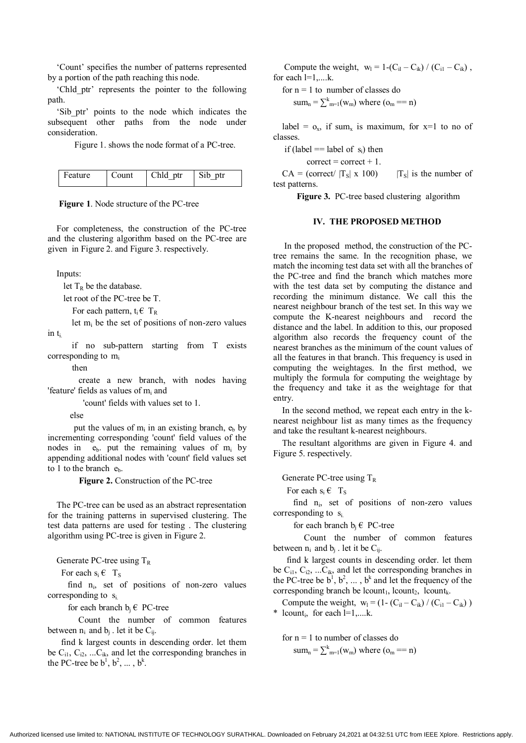'Count' specifies the number of patterns represented by a portion of the path reaching this node.

'Chld_ptr' represents the pointer to the following path.

'Sib_ptr' points to the node which indicates the subsequent other paths from the node under consideration.

Figure 1. shows the node format of a PC-tree.

| Feature | Count | Chld_ptr | Sib_ptr |
|---|---|---|---|

**Figure 1**. Node structure of the PC-tree

For completeness, the construction of the PC-tree and the clustering algorithm based on the PC-tree are given in Figure 2. and Figure 3. respectively.

Inputs:

let $T_R$ be the database.

let root of the PC-tree be T.

For each pattern, $t_i \in T_R$

let $m_i$ be the set of positions of non-zero values in $t_i$.

if no sub-pattern starting from T exists corresponding to $m_i$

then

create a new branch, with nodes having 'feature' fields as values of $m_i$ and

'count' fields with values set to 1.

else

put the values of $m_i$ in an existing branch, $e_b$ by incrementing corresponding 'count' field values of the nodes in $e_b$. put the remaining values of $m_i$ by appending additional nodes with 'count' field values set to 1 to the branch $e_b$.

**Figure 2.** Construction of the PC-tree

The PC-tree can be used as an abstract representation for the training patterns in supervised clustering. The test data patterns are used for testing . The clustering algorithm using PC-tree is given in Figure 2.

Generate PC-tree using $T_R$

For each $s_i \in T_S$

find $n_i$, set of positions of non-zero values corresponding to $s_i$.

for each branch $b_j \in$ PC-tree

Count the number of common features between $n_i$ and $b_j$ . let it be $C_{ij}$.

find k largest counts in descending order. let them be $C_{i1}$, $C_{i2}$, ...$C_{ik}$, and let the corresponding branches in the PC-tree be $b^1$, $b^2$, ... , $b^k$.

Compute the weight, $w_l = 1-(C_{il} - C_{ik}) / (C_{i1} - C_{ik})$ , for each l=1,....k.

for n = 1 to number of classes do

$sum_n = \sum^{k}_{m=1}(w_m)$ where ($o_m$ == n)

label = $o_x$, if $sum_x$ is maximum, for x=1 to no of classes.

if (label == label of $s_i$) then

correct = correct + 1.

CA = (correct/ $|T_S|$ x 100) $|T_S|$ is the number of test patterns.

**Figure 3.** PC-tree based clustering algorithm

## IV. THE PROPOSED METHOD

In the proposed method, the construction of the PC-tree remains the same. In the recognition phase, we match the incoming test data set with all the branches of the PC-tree and find the branch which matches more with the test data set by computing the distance and recording the minimum distance. We call this the nearest neighbour branch of the test set. In this way we compute the K-nearest neighbours and record the distance and the label. In addition to this, our proposed algorithm also records the frequency count of the nearest branches as the minimum of the count values of all the features in that branch. This frequency is used in computing the weightages. In the first method, we multiply the formula for computing the weightage by the frequency and take it as the weightage for that entry.

In the second method, we repeat each entry in the k-nearest neighbour list as many times as the frequency and take the resultant k-nearest neighbours.

The resultant algorithms are given in Figure 4. and Figure 5. respectively.

Generate PC-tree using $T_R$

For each $s_i \in T_S$

find $n_i$, set of positions of non-zero values corresponding to $s_i$.

for each branch $b_j \in$ PC-tree

Count the number of common features between $n_i$ and $b_j$ . let it be $C_{ij}$.

find k largest counts in descending order. let them be $C_{i1}$, $C_{i2}$, ...$C_{ik}$, and let the corresponding branches in the PC-tree be $b^1$, $b^2$, ... , $b^k$ and let the frequency of the corresponding branch be $lcount_1$, $lcount_2$, $lcount_k$.

Compute the weight, $w_l = (1- (C_{il} - C_{ik}) / (C_{i1} - C_{ik}) ) * lcount_i$, for each l=1,....k.

for n = 1 to number of classes do

$sum_n = \sum^{k}_{m=1}(w_m)$ where ($o_m$ == n)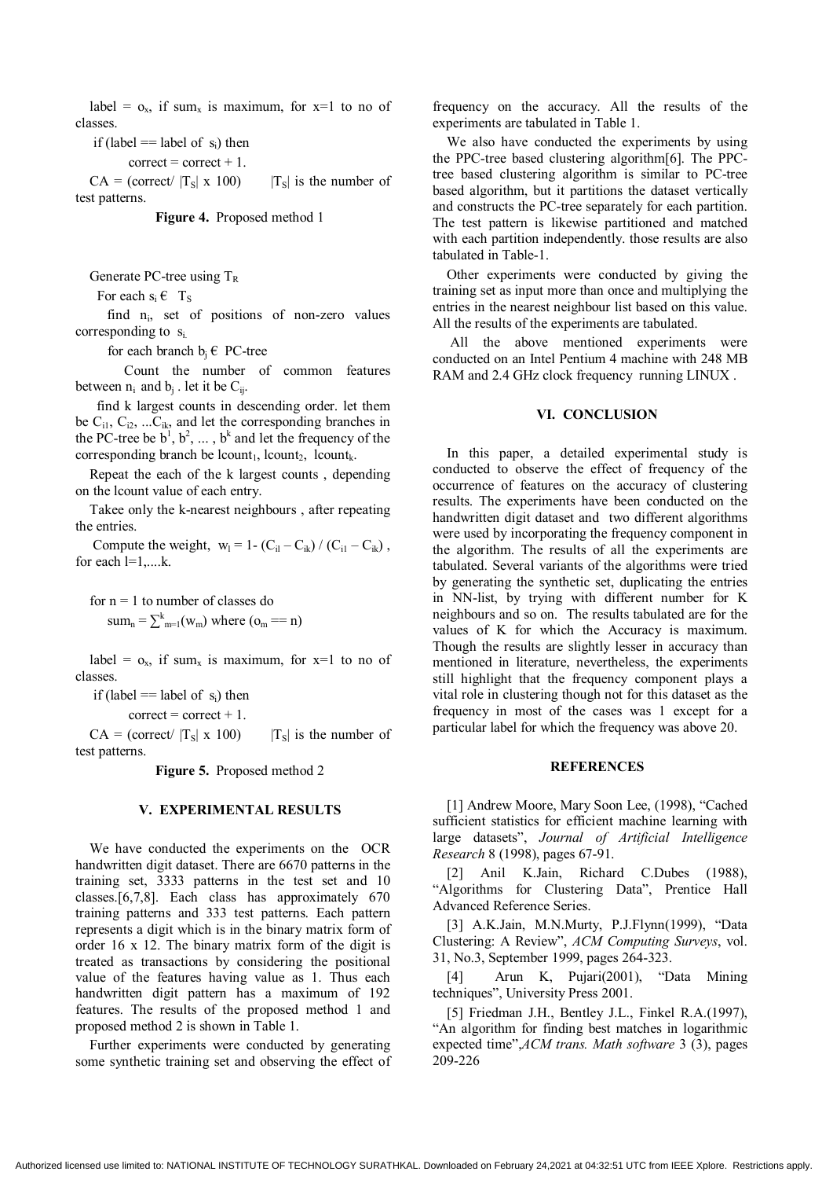label = $o_x$, if $sum_x$ is maximum, for x=1 to no of classes.

if (label == label of $s_i$) then

correct = correct + 1.

CA = (correct/ $|T_S|$ x 100)  $|T_S|$ is the number of test patterns.

**Figure 4.** Proposed method 1

Generate PC-tree using $T_R$

For each $s_i \in T_S$

find $n_i$, set of positions of non-zero values corresponding to $s_i$.

for each branch $b_j \in$ PC-tree

Count the number of common features between $n_i$ and $b_j$ . let it be $C_{ij}$.

find k largest counts in descending order. let them be $C_{i1}$, $C_{i2}$, ...$C_{ik}$, and let the corresponding branches in the PC-tree be $b^1$, $b^2$, ... , $b^k$ and let the frequency of the corresponding branch be $lcount_1$, $lcount_2$, $lcount_k$.

Repeat the each of the k largest counts , depending on the lcount value of each entry.

Takee only the k-nearest neighbours , after repeating the entries.

Compute the weight, $w_l = 1- (C_{il} – C_{ik}) / (C_{i1} – C_{ik})$ , for each l=1,....k.

for n = 1 to number of classes do

$sum_n = \sum_{m=1}^{k}(w_m)$ where ($o_m$ == n)

label = $o_x$, if $sum_x$ is maximum, for x=1 to no of classes.

if (label == label of $s_i$) then

correct = correct + 1.

CA = (correct/ $|T_S|$ x 100)  $|T_S|$ is the number of test patterns.

**Figure 5.** Proposed method 2

## V. EXPERIMENTAL RESULTS

We have conducted the experiments on the OCR handwritten digit dataset. There are 6670 patterns in the training set, 3333 patterns in the test set and 10 classes.[6,7,8]. Each class has approximately 670 training patterns and 333 test patterns. Each pattern represents a digit which is in the binary matrix form of order 16 x 12. The binary matrix form of the digit is treated as transactions by considering the positional value of the features having value as 1. Thus each handwritten digit pattern has a maximum of 192 features. The results of the proposed method 1 and proposed method 2 is shown in Table 1.

Further experiments were conducted by generating some synthetic training set and observing the effect of frequency on the accuracy. All the results of the experiments are tabulated in Table 1.

We also have conducted the experiments by using the PPC-tree based clustering algorithm[6]. The PPC-tree based clustering algorithm is similar to PC-tree based algorithm, but it partitions the dataset vertically and constructs the PC-tree separately for each partition. The test pattern is likewise partitioned and matched with each partition independently. those results are also tabulated in Table-1.

Other experiments were conducted by giving the training set as input more than once and multiplying the entries in the nearest neighbour list based on this value. All the results of the experiments are tabulated.

All the above mentioned experiments were conducted on an Intel Pentium 4 machine with 248 MB RAM and 2.4 GHz clock frequency running LINUX .

## VI. CONCLUSION

In this paper, a detailed experimental study is conducted to observe the effect of frequency of the occurrence of features on the accuracy of clustering results. The experiments have been conducted on the handwritten digit dataset and two different algorithms were used by incorporating the frequency component in the algorithm. The results of all the experiments are tabulated. Several variants of the algorithms were tried by generating the synthetic set, duplicating the entries in NN-list, by trying with different number for K neighbours and so on. The results tabulated are for the values of K for which the Accuracy is maximum. Though the results are slightly lesser in accuracy than mentioned in literature, nevertheless, the experiments still highlight that the frequency component plays a vital role in clustering though not for this dataset as the frequency in most of the cases was 1 except for a particular label for which the frequency was above 20.

## REFERENCES

[1] Andrew Moore, Mary Soon Lee, (1998), "Cached sufficient statistics for efficient machine learning with large datasets", *Journal of Artificial Intelligence Research* 8 (1998), pages 67-91.

[2] Anil K.Jain, Richard C.Dubes (1988), "Algorithms for Clustering Data", Prentice Hall Advanced Reference Series.

[3] A.K.Jain, M.N.Murty, P.J.Flynn(1999), "Data Clustering: A Review", *ACM Computing Surveys*, vol. 31, No.3, September 1999, pages 264-323.

[4] Arun K, Pujari(2001), "Data Mining techniques", University Press 2001.

[5] Friedman J.H., Bentley J.L., Finkel R.A.(1997), "An algorithm for finding best matches in logarithmic expected time",*ACM trans. Math software* 3 (3), pages 209-226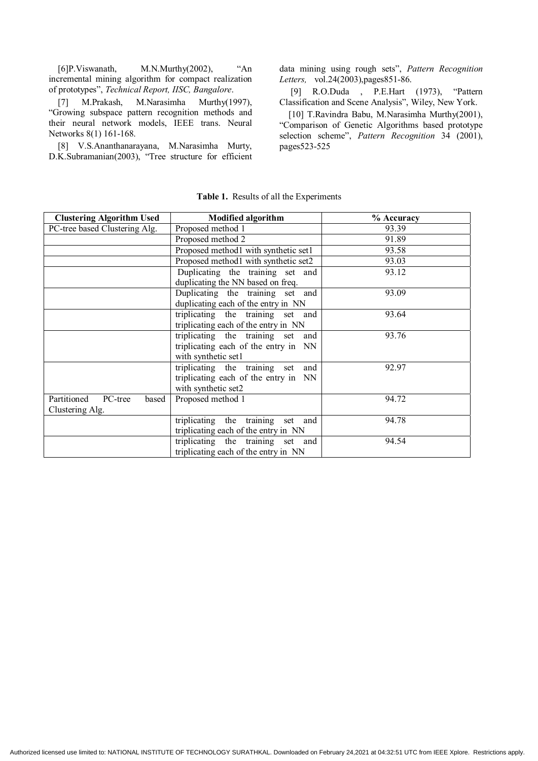[6]P.Viswanath, M.N.Murthy(2002), "An incremental mining algorithm for compact realization of prototypes", *Technical Report, IISC, Bangalore*.

[7] M.Prakash, M.Narasimha Murthy(1997), "Growing subspace pattern recognition methods and their neural network models, IEEE trans. Neural Networks 8(1) 161-168.

[8] V.S.Ananthanarayana, M.Narasimha Murty, D.K.Subramanian(2003), "Tree structure for efficient data mining using rough sets", *Pattern Recognition Letters,* vol.24(2003),pages851-86.

[9] R.O.Duda , P.E.Hart (1973), "Pattern Classification and Scene Analysis", Wiley, New York.

[10] T.Ravindra Babu, M.Narasimha Murthy(2001), "Comparison of Genetic Algorithms based prototype selection scheme", *Pattern Recognition* 34 (2001), pages523-525

**Table 1.** Results of all the Experiments

| Clustering Algorithm Used | Modified algorithm | % Accuracy |
|---|---|---|
| PC-tree based Clustering Alg. | Proposed method 1 | 93.39 |
| | Proposed method 2 | 91.89 |
| | Proposed method1 with synthetic set1 | 93.58 |
| | Proposed method1 with synthetic set2 | 93.03 |
| | Duplicating the training set and duplicating the NN based on freq. | 93.12 |
| | Duplicating the training set and duplicating each of the entry in NN | 93.09 |
| | triplicating the training set and triplicating each of the entry in NN | 93.64 |
| | triplicating the training set and triplicating each of the entry in NN with synthetic set1 | 93.76 |
| | triplicating the training set and triplicating each of the entry in NN with synthetic set2 | 92.97 |
| Partitioned PC-tree based Clustering Alg. | Proposed method 1 | 94.72 |
| | triplicating the training set and triplicating each of the entry in NN | 94.78 |
| | triplicating the training set and triplicating each of the entry in NN | 94.54 |